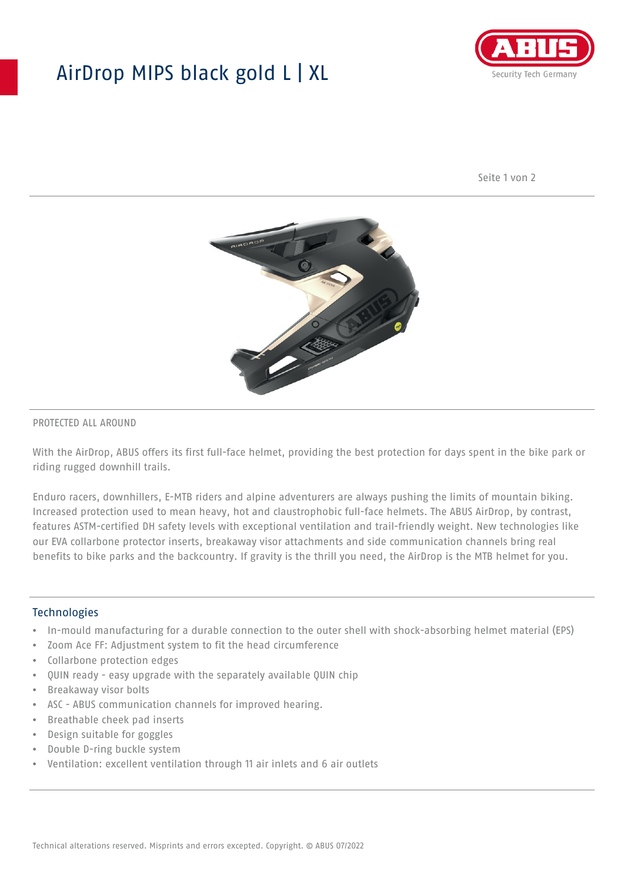# AirDrop MIPS black gold L | XL

PROTECTED ALL AROUND

With the AirDrop, ABUS offers its first full-face helmet, providing the best protection for days spent in the bike park or riding rugged downhill trails.

Enduro racers, downhillers, E-MTB riders and alpine adventurers are always pushing the limits of mountain biking. Increased protection used to mean heavy, hot and claustrophobic full-face helmets. The ABUS AirDrop, by contrast, features ASTM-certified DH safety levels with exceptional ventilation and trail-friendly weight. New technologies like our EVA collarbone protector inserts, breakaway visor attachments and side communication channels bring real benefits to bike parks and the backcountry. If gravity is the thrill you need, the AirDrop is the MTB helmet for you.

## Technologies

- In-mould manufacturing for a durable connection to the outer shell with shock-absorbing helmet material (EPS)
- Zoom Ace FF: Adjustment system to fit the head circumference
- Collarbone protection edges
- QUIN ready - easy upgrade with the separately available QUIN chip
- Breakaway visor bolts
- ASC - ABUS communication channels for improved hearing.
- Breathable cheek pad inserts
- Design suitable for goggles
- Double D-ring buckle system
- Ventilation: excellent ventilation through 11 air inlets and 6 air outlets

Technical alterations reserved. Misprints and errors excepted. Copyright. © ABUS 07/2022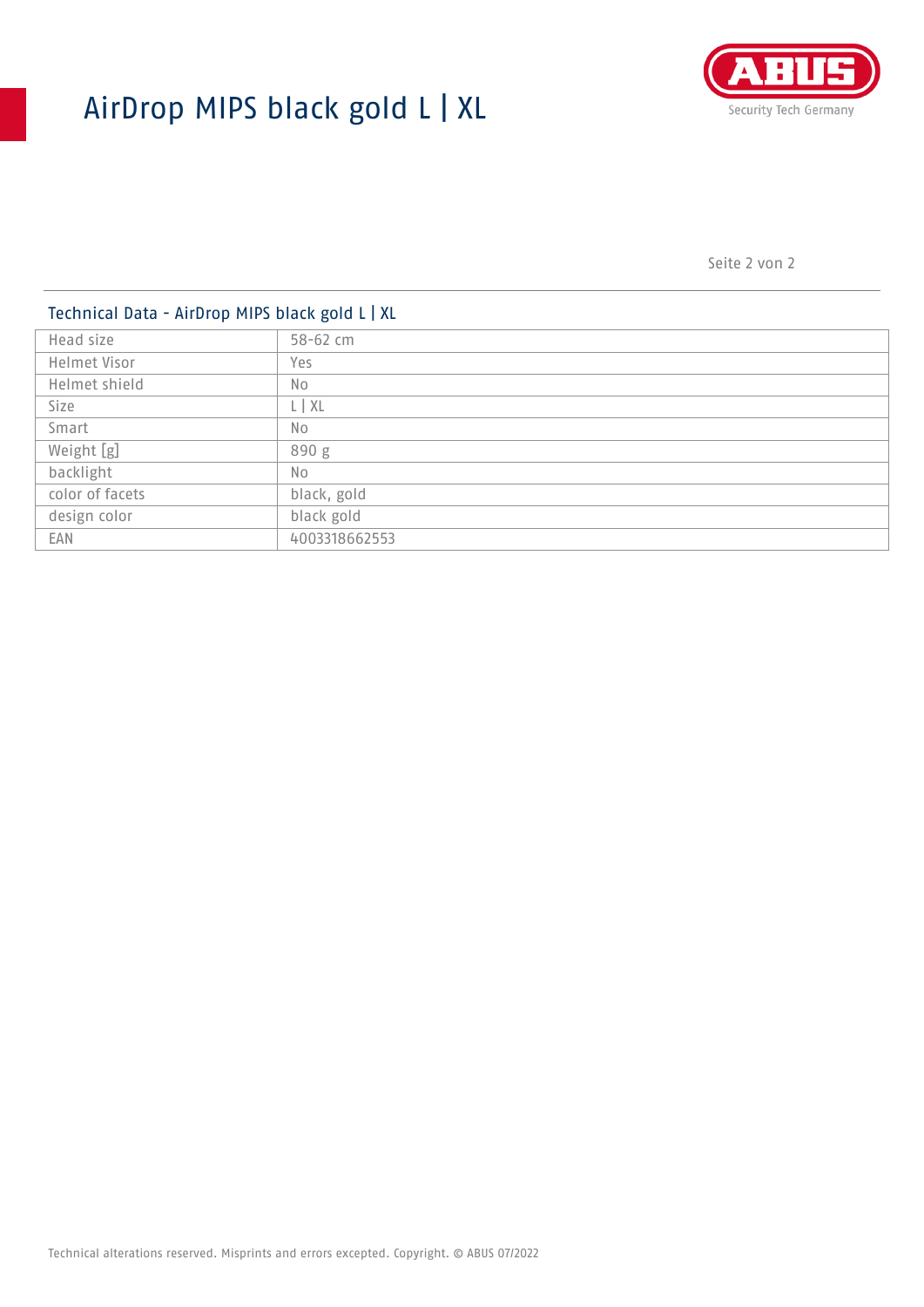# AirDrop MIPS black gold L | XL

## Technical Data - AirDrop MIPS black gold L | XL

| | |
|---|---|
| Head size | 58-62 cm |
| Helmet Visor | Yes |
| Helmet shield | No |
| Size | L \| XL |
| Smart | No |
| Weight [g] | 890 g |
| backlight | No |
| color of facets | black, gold |
| design color | black gold |
| EAN | 4003318662553 |

Technical alterations reserved. Misprints and errors excepted. Copyright. © ABUS 07/2022